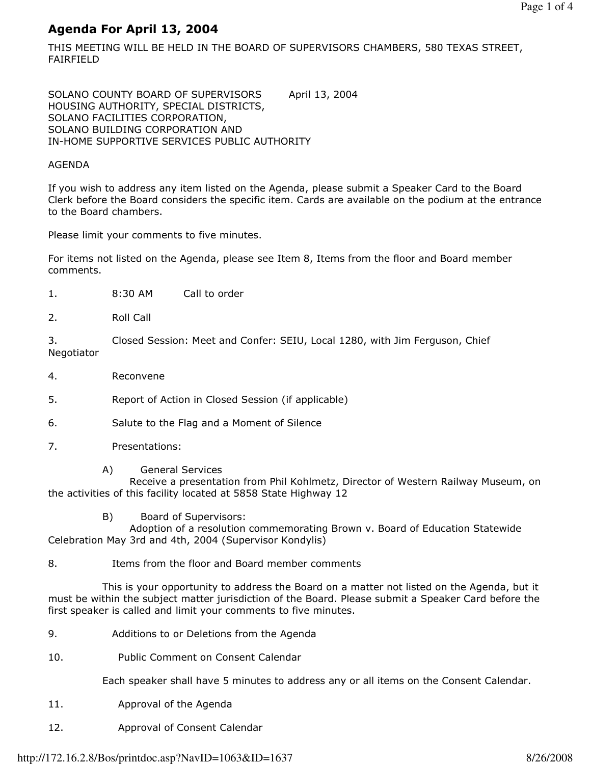# Agenda For April 13, 2004

THIS MEETING WILL BE HELD IN THE BOARD OF SUPERVISORS CHAMBERS, 580 TEXAS STREET, FAIRFIELD

SOLANO COUNTY BOARD OF SUPERVISORS April 13, 2004
HOUSING AUTHORITY, SPECIAL DISTRICTS,
SOLANO FACILITIES CORPORATION,
SOLANO BUILDING CORPORATION AND
IN-HOME SUPPORTIVE SERVICES PUBLIC AUTHORITY

AGENDA

If you wish to address any item listed on the Agenda, please submit a Speaker Card to the Board Clerk before the Board considers the specific item. Cards are available on the podium at the entrance to the Board chambers.

Please limit your comments to five minutes.

For items not listed on the Agenda, please see Item 8, Items from the floor and Board member comments.

1. 8:30 AM Call to order

2. Roll Call

3. Closed Session: Meet and Confer: SEIU, Local 1280, with Jim Ferguson, Chief Negotiator

4. Reconvene

5. Report of Action in Closed Session (if applicable)

6. Salute to the Flag and a Moment of Silence

7. Presentations:

   A) General Services
   Receive a presentation from Phil Kohlmetz, Director of Western Railway Museum, on the activities of this facility located at 5858 State Highway 12

   B) Board of Supervisors:
   Adoption of a resolution commemorating Brown v. Board of Education Statewide Celebration May 3rd and 4th, 2004 (Supervisor Kondylis)

8. Items from the floor and Board member comments

   This is your opportunity to address the Board on a matter not listed on the Agenda, but it must be within the subject matter jurisdiction of the Board. Please submit a Speaker Card before the first speaker is called and limit your comments to five minutes.

9. Additions to or Deletions from the Agenda

10. Public Comment on Consent Calendar

    Each speaker shall have 5 minutes to address any or all items on the Consent Calendar.

11. Approval of the Agenda

12. Approval of Consent Calendar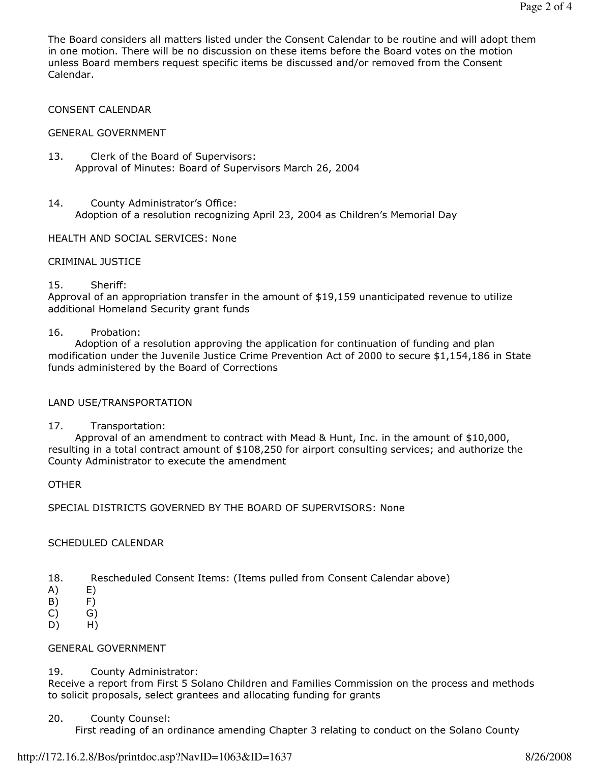The Board considers all matters listed under the Consent Calendar to be routine and will adopt them in one motion. There will be no discussion on these items before the Board votes on the motion unless Board members request specific items be discussed and/or removed from the Consent Calendar.

## CONSENT CALENDAR

### GENERAL GOVERNMENT

13. Clerk of the Board of Supervisors:
    Approval of Minutes: Board of Supervisors March 26, 2004

14. County Administrator's Office:
    Adoption of a resolution recognizing April 23, 2004 as Children's Memorial Day

### HEALTH AND SOCIAL SERVICES: None

### CRIMINAL JUSTICE

15. Sheriff:
    Approval of an appropriation transfer in the amount of $19,159 unanticipated revenue to utilize additional Homeland Security grant funds

16. Probation:
    Adoption of a resolution approving the application for continuation of funding and plan modification under the Juvenile Justice Crime Prevention Act of 2000 to secure $1,154,186 in State funds administered by the Board of Corrections

### LAND USE/TRANSPORTATION

17. Transportation:
    Approval of an amendment to contract with Mead & Hunt, Inc. in the amount of $10,000, resulting in a total contract amount of $108,250 for airport consulting services; and authorize the County Administrator to execute the amendment

### OTHER

### SPECIAL DISTRICTS GOVERNED BY THE BOARD OF SUPERVISORS: None

## SCHEDULED CALENDAR

18. Rescheduled Consent Items: (Items pulled from Consent Calendar above)

A) E)
B) F)
C) G)
D) H)

### GENERAL GOVERNMENT

19. County Administrator:
    Receive a report from First 5 Solano Children and Families Commission on the process and methods to solicit proposals, select grantees and allocating funding for grants

20. County Counsel:
    First reading of an ordinance amending Chapter 3 relating to conduct on the Solano County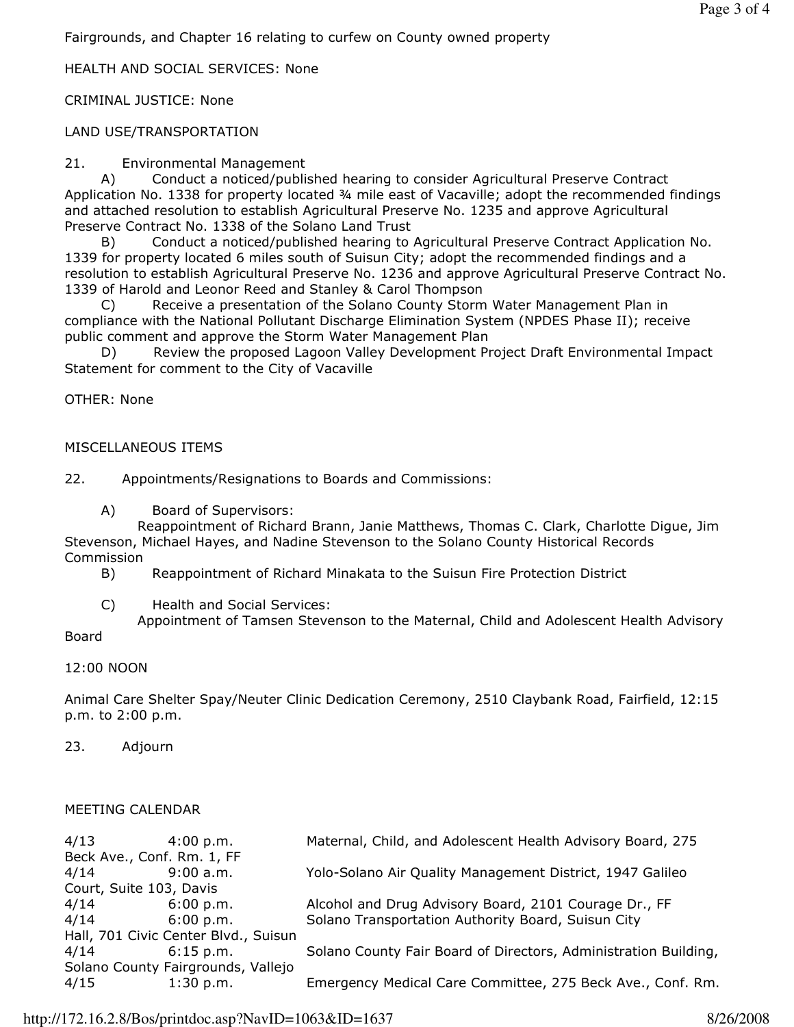Fairgrounds, and Chapter 16 relating to curfew on County owned property

HEALTH AND SOCIAL SERVICES: None

CRIMINAL JUSTICE: None

LAND USE/TRANSPORTATION

21. Environmental Management

A) Conduct a noticed/published hearing to consider Agricultural Preserve Contract Application No. 1338 for property located ¾ mile east of Vacaville; adopt the recommended findings and attached resolution to establish Agricultural Preserve No. 1235 and approve Agricultural Preserve Contract No. 1338 of the Solano Land Trust

B) Conduct a noticed/published hearing to Agricultural Preserve Contract Application No. 1339 for property located 6 miles south of Suisun City; adopt the recommended findings and a resolution to establish Agricultural Preserve No. 1236 and approve Agricultural Preserve Contract No. 1339 of Harold and Leonor Reed and Stanley & Carol Thompson

C) Receive a presentation of the Solano County Storm Water Management Plan in compliance with the National Pollutant Discharge Elimination System (NPDES Phase II); receive public comment and approve the Storm Water Management Plan

D) Review the proposed Lagoon Valley Development Project Draft Environmental Impact Statement for comment to the City of Vacaville

OTHER: None

MISCELLANEOUS ITEMS

22. Appointments/Resignations to Boards and Commissions:

A) Board of Supervisors:
Reappointment of Richard Brann, Janie Matthews, Thomas C. Clark, Charlotte Digue, Jim Stevenson, Michael Hayes, and Nadine Stevenson to the Solano County Historical Records Commission

B) Reappointment of Richard Minakata to the Suisun Fire Protection District

C) Health and Social Services:
Appointment of Tamsen Stevenson to the Maternal, Child and Adolescent Health Advisory Board

12:00 NOON

Animal Care Shelter Spay/Neuter Clinic Dedication Ceremony, 2510 Claybank Road, Fairfield, 12:15 p.m. to 2:00 p.m.

23. Adjourn

MEETING CALENDAR

| | | |
|---|---|---|
| 4/13 | 4:00 p.m. | Maternal, Child, and Adolescent Health Advisory Board, 275 Beck Ave., Conf. Rm. 1, FF |
| 4/14 | 9:00 a.m. | Yolo-Solano Air Quality Management District, 1947 Galileo Court, Suite 103, Davis |
| 4/14 | 6:00 p.m. | Alcohol and Drug Advisory Board, 2101 Courage Dr., FF |
| 4/14 | 6:00 p.m. | Solano Transportation Authority Board, Suisun City Hall, 701 Civic Center Blvd., Suisun |
| 4/14 | 6:15 p.m. | Solano County Fair Board of Directors, Administration Building, Solano County Fairgrounds, Vallejo |
| 4/15 | 1:30 p.m. | Emergency Medical Care Committee, 275 Beck Ave., Conf. Rm. |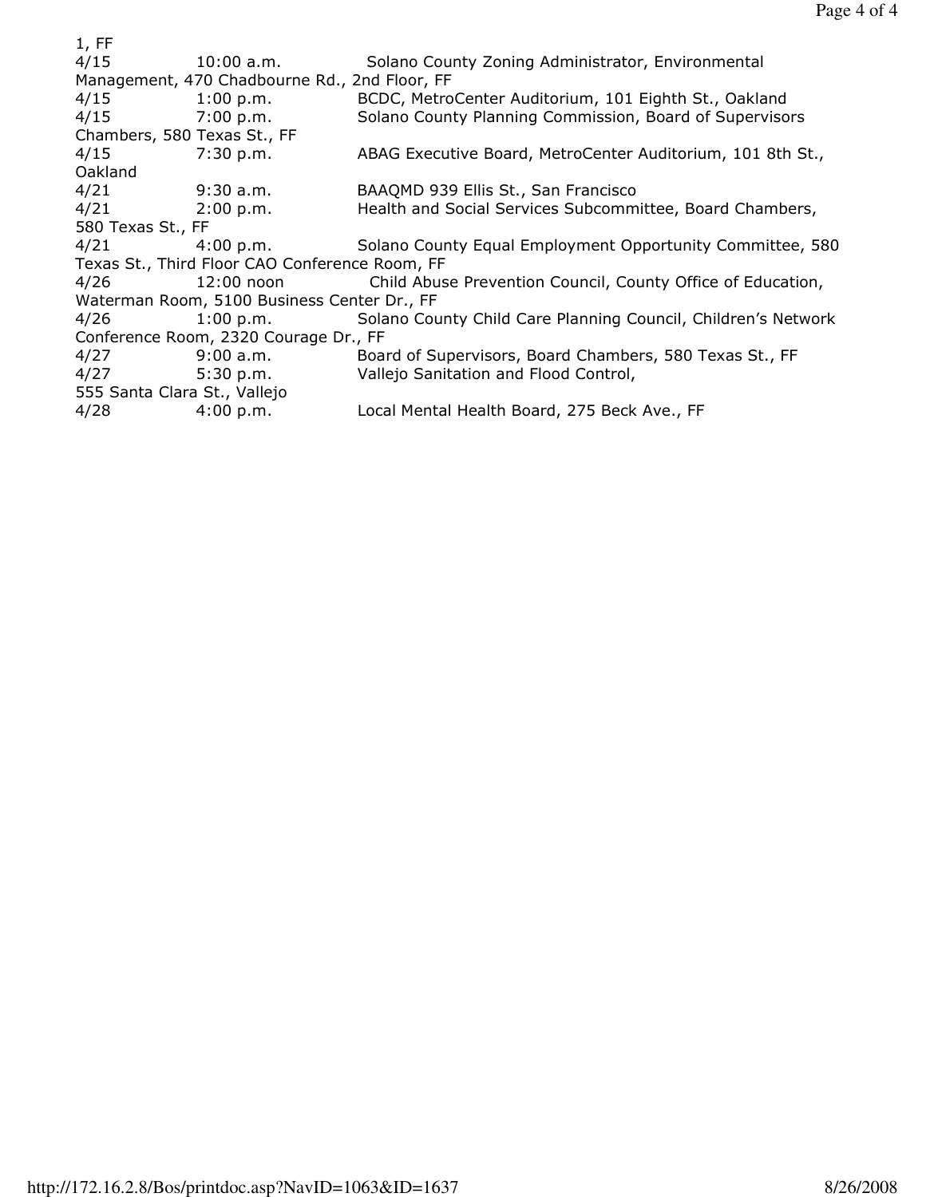1, FF

| | | |
|---|---|---|
| 4/15 | 10:00 a.m. | Solano County Zoning Administrator, Environmental Management, 470 Chadbourne Rd., 2nd Floor, FF |
| 4/15 | 1:00 p.m. | BCDC, MetroCenter Auditorium, 101 Eighth St., Oakland |
| 4/15 | 7:00 p.m. | Solano County Planning Commission, Board of Supervisors Chambers, 580 Texas St., FF |
| 4/15 | 7:30 p.m. | ABAG Executive Board, MetroCenter Auditorium, 101 8th St., Oakland |
| 4/21 | 9:30 a.m. | BAAQMD 939 Ellis St., San Francisco |
| 4/21 | 2:00 p.m. | Health and Social Services Subcommittee, Board Chambers, 580 Texas St., FF |
| 4/21 | 4:00 p.m. | Solano County Equal Employment Opportunity Committee, 580 Texas St., Third Floor CAO Conference Room, FF |
| 4/26 | 12:00 noon | Child Abuse Prevention Council, County Office of Education, Waterman Room, 5100 Business Center Dr., FF |
| 4/26 | 1:00 p.m. | Solano County Child Care Planning Council, Children's Network Conference Room, 2320 Courage Dr., FF |
| 4/27 | 9:00 a.m. | Board of Supervisors, Board Chambers, 580 Texas St., FF |
| 4/27 | 5:30 p.m. | Vallejo Sanitation and Flood Control, 555 Santa Clara St., Vallejo |
| 4/28 | 4:00 p.m. | Local Mental Health Board, 275 Beck Ave., FF |